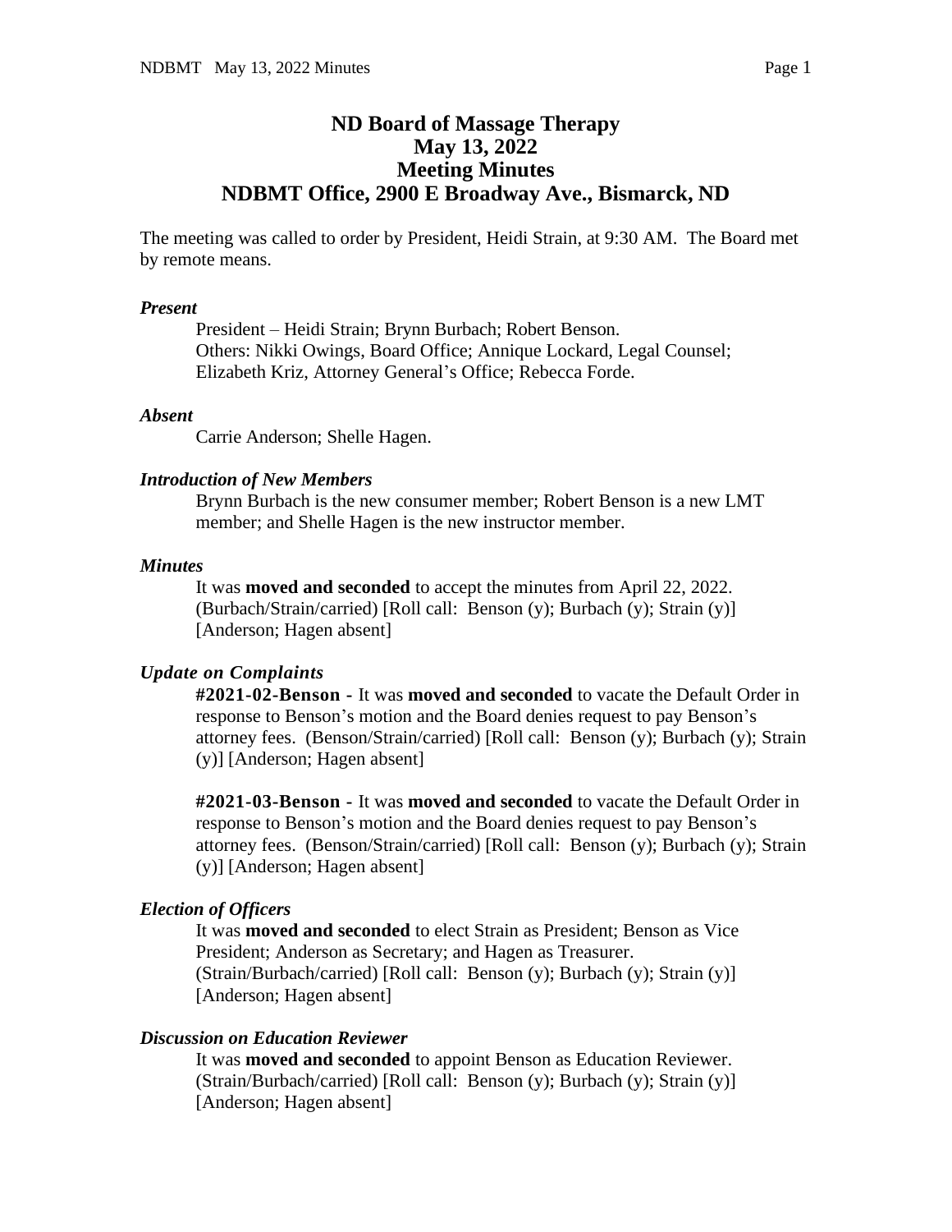# ND Board of Massage Therapy
# May 13, 2022
# Meeting Minutes
# NDBMT Office, 2900 E Broadway Ave., Bismarck, ND

The meeting was called to order by President, Heidi Strain, at 9:30 AM. The Board met by remote means.

***Present***

President – Heidi Strain; Brynn Burbach; Robert Benson.
Others: Nikki Owings, Board Office; Annique Lockard, Legal Counsel; Elizabeth Kriz, Attorney General's Office; Rebecca Forde.

***Absent***

Carrie Anderson; Shelle Hagen.

***Introduction of New Members***

Brynn Burbach is the new consumer member; Robert Benson is a new LMT member; and Shelle Hagen is the new instructor member.

***Minutes***

It was **moved and seconded** to accept the minutes from April 22, 2022. (Burbach/Strain/carried) [Roll call: Benson (y); Burbach (y); Strain (y)] [Anderson; Hagen absent]

***Update on Complaints***

**#2021-02-Benson -** It was **moved and seconded** to vacate the Default Order in response to Benson's motion and the Board denies request to pay Benson's attorney fees. (Benson/Strain/carried) [Roll call: Benson (y); Burbach (y); Strain (y)] [Anderson; Hagen absent]

**#2021-03-Benson -** It was **moved and seconded** to vacate the Default Order in response to Benson's motion and the Board denies request to pay Benson's attorney fees. (Benson/Strain/carried) [Roll call: Benson (y); Burbach (y); Strain (y)] [Anderson; Hagen absent]

***Election of Officers***

It was **moved and seconded** to elect Strain as President; Benson as Vice President; Anderson as Secretary; and Hagen as Treasurer. (Strain/Burbach/carried) [Roll call: Benson (y); Burbach (y); Strain (y)] [Anderson; Hagen absent]

***Discussion on Education Reviewer***

It was **moved and seconded** to appoint Benson as Education Reviewer. (Strain/Burbach/carried) [Roll call: Benson (y); Burbach (y); Strain (y)] [Anderson; Hagen absent]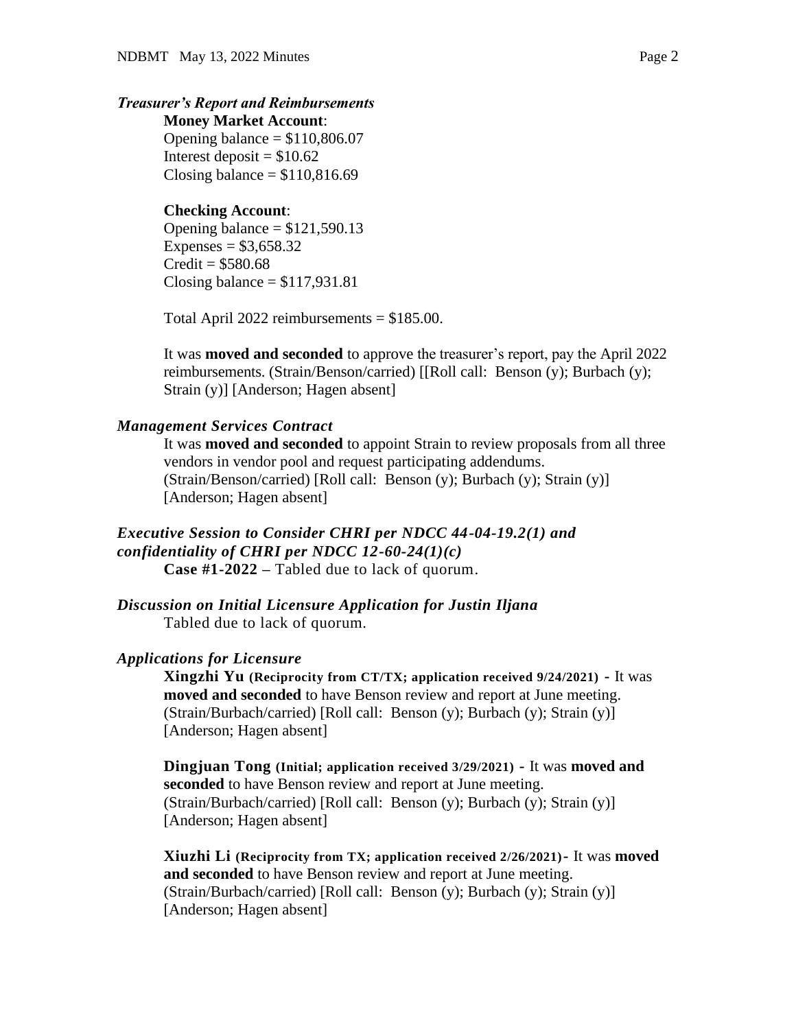***Treasurer's Report and Reimbursements***

**Money Market Account**:
Opening balance = $110,806.07
Interest deposit = $10.62
Closing balance = $110,816.69

**Checking Account**:
Opening balance = $121,590.13
Expenses = $3,658.32
Credit = $580.68
Closing balance = $117,931.81

Total April 2022 reimbursements = $185.00.

It was **moved and seconded** to approve the treasurer's report, pay the April 2022 reimbursements. (Strain/Benson/carried) [[Roll call: Benson (y); Burbach (y); Strain (y)] [Anderson; Hagen absent]

***Management Services Contract***

It was **moved and seconded** to appoint Strain to review proposals from all three vendors in vendor pool and request participating addendums. (Strain/Benson/carried) [Roll call: Benson (y); Burbach (y); Strain (y)] [Anderson; Hagen absent]

***Executive Session to Consider CHRI per NDCC 44-04-19.2(1) and confidentiality of CHRI per NDCC 12-60-24(1)(c)***

**Case #1-2022 –** Tabled due to lack of quorum.

***Discussion on Initial Licensure Application for Justin Iljana***

Tabled due to lack of quorum.

***Applications for Licensure***

**Xingzhi Yu (Reciprocity from CT/TX; application received 9/24/2021) -** It was **moved and seconded** to have Benson review and report at June meeting. (Strain/Burbach/carried) [Roll call: Benson (y); Burbach (y); Strain (y)] [Anderson; Hagen absent]

**Dingjuan Tong (Initial; application received 3/29/2021) -** It was **moved and seconded** to have Benson review and report at June meeting. (Strain/Burbach/carried) [Roll call: Benson (y); Burbach (y); Strain (y)] [Anderson; Hagen absent]

**Xiuzhi Li (Reciprocity from TX; application received 2/26/2021)-** It was **moved and seconded** to have Benson review and report at June meeting. (Strain/Burbach/carried) [Roll call: Benson (y); Burbach (y); Strain (y)] [Anderson; Hagen absent]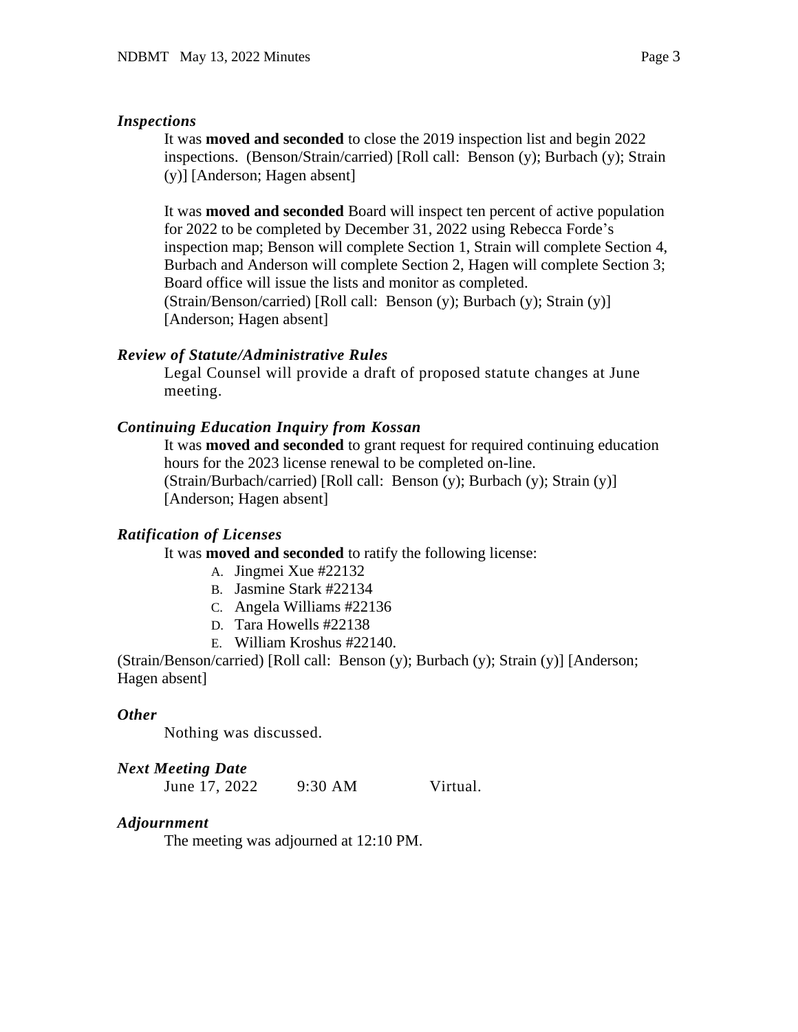***Inspections***

It was **moved and seconded** to close the 2019 inspection list and begin 2022 inspections. (Benson/Strain/carried) [Roll call: Benson (y); Burbach (y); Strain (y)] [Anderson; Hagen absent]

It was **moved and seconded** Board will inspect ten percent of active population for 2022 to be completed by December 31, 2022 using Rebecca Forde's inspection map; Benson will complete Section 1, Strain will complete Section 4, Burbach and Anderson will complete Section 2, Hagen will complete Section 3; Board office will issue the lists and monitor as completed. (Strain/Benson/carried) [Roll call: Benson (y); Burbach (y); Strain (y)] [Anderson; Hagen absent]

***Review of Statute/Administrative Rules***

Legal Counsel will provide a draft of proposed statute changes at June meeting.

***Continuing Education Inquiry from Kossan***

It was **moved and seconded** to grant request for required continuing education hours for the 2023 license renewal to be completed on-line. (Strain/Burbach/carried) [Roll call: Benson (y); Burbach (y); Strain (y)] [Anderson; Hagen absent]

***Ratification of Licenses***

It was **moved and seconded** to ratify the following license:

A. Jingmei Xue #22132
B. Jasmine Stark #22134
C. Angela Williams #22136
D. Tara Howells #22138
E. William Kroshus #22140.

(Strain/Benson/carried) [Roll call: Benson (y); Burbach (y); Strain (y)] [Anderson; Hagen absent]

***Other***

Nothing was discussed.

***Next Meeting Date***

June 17, 2022 9:30 AM Virtual.

***Adjournment***

The meeting was adjourned at 12:10 PM.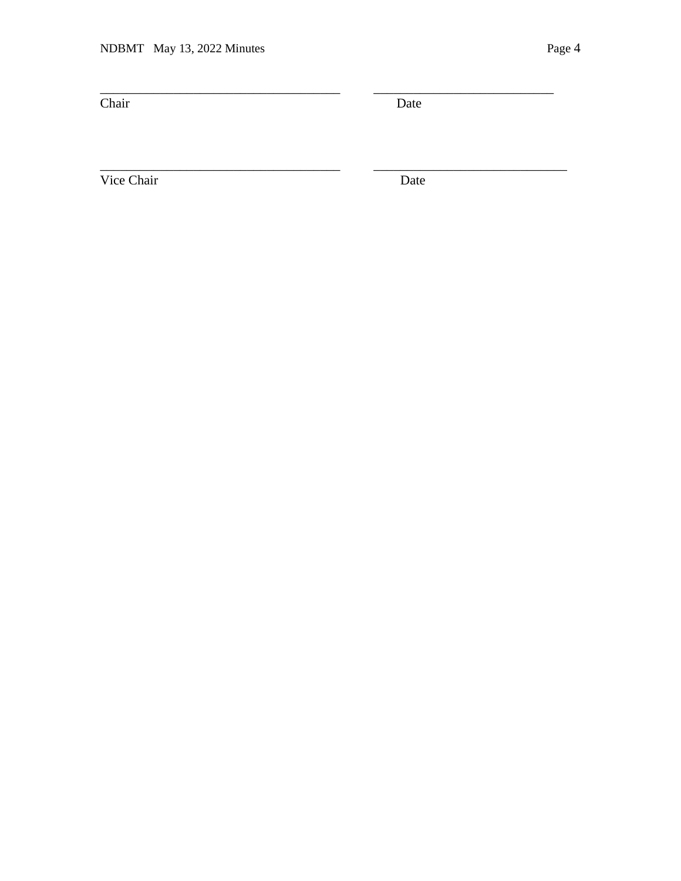\_\_\_\_\_\_\_\_\_\_\_\_\_\_\_\_\_\_\_\_\_\_\_\_\_\_\_\_\_\_\_\_\_\_\_\_\_\_ \_\_\_\_\_\_\_\_\_\_\_\_\_\_\_\_\_\_\_\_\_\_\_\_\_\_\_\_\_\_

Chair Date

\_\_\_\_\_\_\_\_\_\_\_\_\_\_\_\_\_\_\_\_\_\_\_\_\_\_\_\_\_\_\_\_\_\_\_\_\_\_ \_\_\_\_\_\_\_\_\_\_\_\_\_\_\_\_\_\_\_\_\_\_\_\_\_\_\_\_\_\_

Vice Chair Date